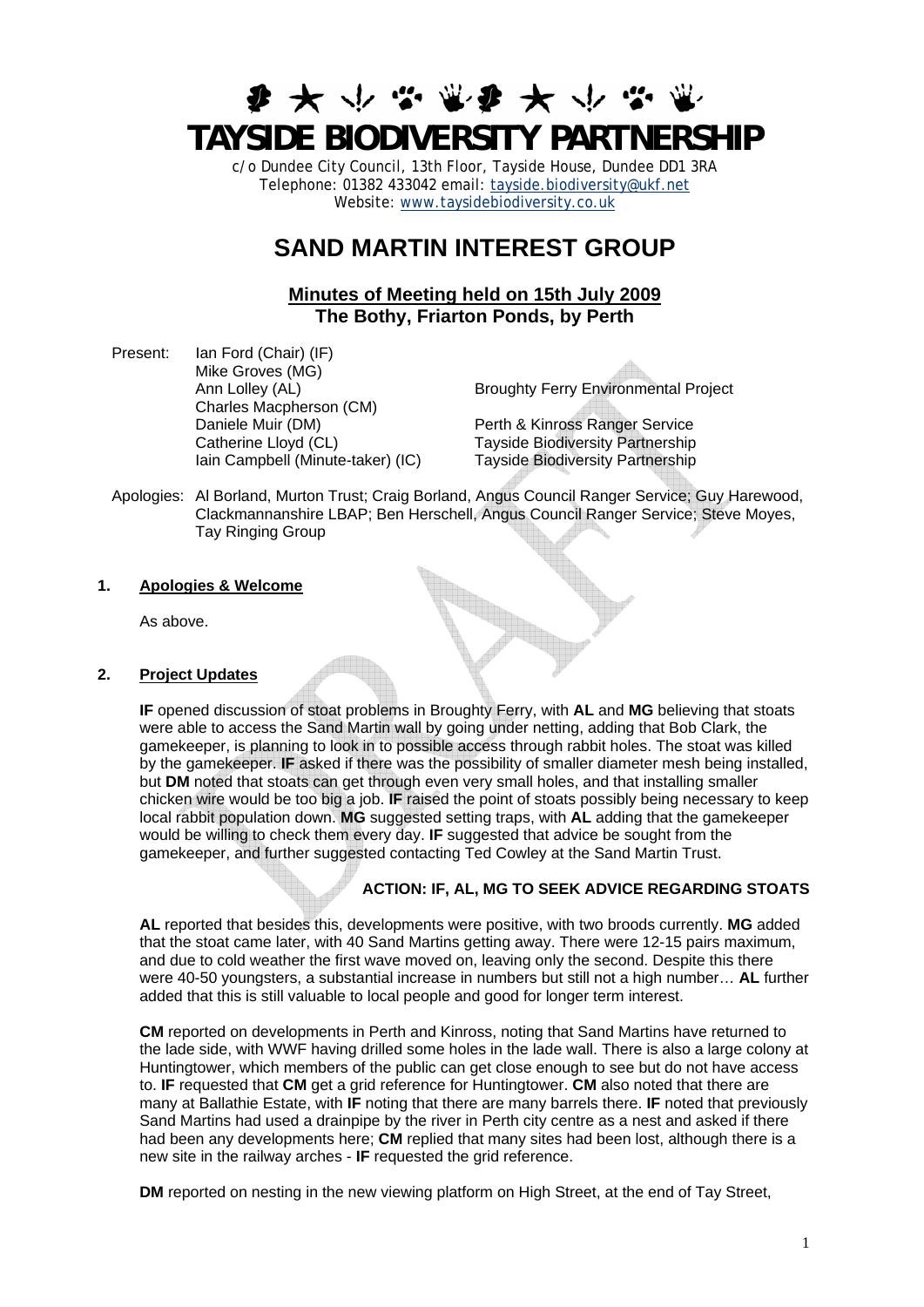# TAYSIDE BIODIVERSITY PARTNERSHIP

c/o Dundee City Council, 13th Floor, Tayside House, Dundee DD1 3RA
Telephone: 01382 433042 email: tayside.biodiversity@ukf.net
Website: www.taysidebiodiversity.co.uk

# SAND MARTIN INTEREST GROUP

## Minutes of Meeting held on 15th July 2009
## The Bothy, Friarton Ponds, by Perth

| Present: | | |
|---|---|---|
| | Ian Ford (Chair) (IF) | |
| | Mike Groves (MG) | |
| | Ann Lolley (AL) | Broughty Ferry Environmental Project |
| | Charles Macpherson (CM) | |
| | Daniele Muir (DM) | Perth & Kinross Ranger Service |
| | Catherine Lloyd (CL) | Tayside Biodiversity Partnership |
| | Iain Campbell (Minute-taker) (IC) | Tayside Biodiversity Partnership |

Apologies: Al Borland, Murton Trust; Craig Borland, Angus Council Ranger Service; Guy Harewood, Clackmannanshire LBAP; Ben Herschell, Angus Council Ranger Service; Steve Moyes, Tay Ringing Group

**1. Apologies & Welcome**

As above.

**2. Project Updates**

**IF** opened discussion of stoat problems in Broughty Ferry, with **AL** and **MG** believing that stoats were able to access the Sand Martin wall by going under netting, adding that Bob Clark, the gamekeeper, is planning to look in to possible access through rabbit holes. The stoat was killed by the gamekeeper. **IF** asked if there was the possibility of smaller diameter mesh being installed, but **DM** noted that stoats can get through even very small holes, and that installing smaller chicken wire would be too big a job. **IF** raised the point of stoats possibly being necessary to keep local rabbit population down. **MG** suggested setting traps, with **AL** adding that the gamekeeper would be willing to check them every day. **IF** suggested that advice be sought from the gamekeeper, and further suggested contacting Ted Cowley at the Sand Martin Trust.

**ACTION: IF, AL, MG TO SEEK ADVICE REGARDING STOATS**

**AL** reported that besides this, developments were positive, with two broods currently. **MG** added that the stoat came later, with 40 Sand Martins getting away. There were 12-15 pairs maximum, and due to cold weather the first wave moved on, leaving only the second. Despite this there were 40-50 youngsters, a substantial increase in numbers but still not a high number… **AL** further added that this is still valuable to local people and good for longer term interest.

**CM** reported on developments in Perth and Kinross, noting that Sand Martins have returned to the lade side, with WWF having drilled some holes in the lade wall. There is also a large colony at Huntingtower, which members of the public can get close enough to see but do not have access to. **IF** requested that **CM** get a grid reference for Huntingtower. **CM** also noted that there are many at Ballathie Estate, with **IF** noting that there are many barrels there. **IF** noted that previously Sand Martins had used a drainpipe by the river in Perth city centre as a nest and asked if there had been any developments here; **CM** replied that many sites had been lost, although there is a new site in the railway arches - **IF** requested the grid reference.

**DM** reported on nesting in the new viewing platform on High Street, at the end of Tay Street,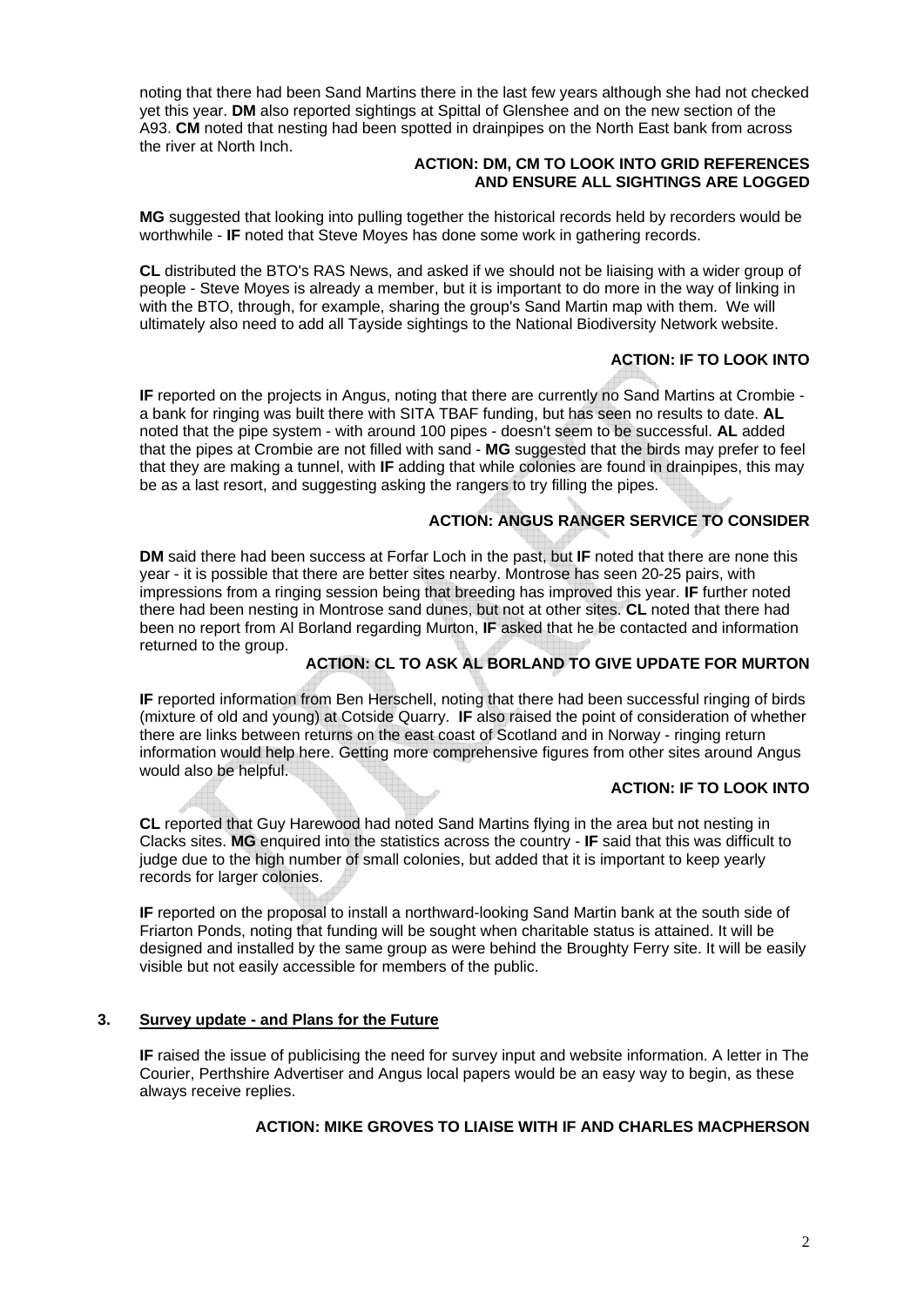noting that there had been Sand Martins there in the last few years although she had not checked yet this year. **DM** also reported sightings at Spittal of Glenshee and on the new section of the A93. **CM** noted that nesting had been spotted in drainpipes on the North East bank from across the river at North Inch.

**ACTION: DM, CM TO LOOK INTO GRID REFERENCES AND ENSURE ALL SIGHTINGS ARE LOGGED**

**MG** suggested that looking into pulling together the historical records held by recorders would be worthwhile - **IF** noted that Steve Moyes has done some work in gathering records.

**CL** distributed the BTO's RAS News, and asked if we should not be liaising with a wider group of people - Steve Moyes is already a member, but it is important to do more in the way of linking in with the BTO, through, for example, sharing the group's Sand Martin map with them. We will ultimately also need to add all Tayside sightings to the National Biodiversity Network website.

**ACTION: IF TO LOOK INTO**

**IF** reported on the projects in Angus, noting that there are currently no Sand Martins at Crombie - a bank for ringing was built there with SITA TBAF funding, but has seen no results to date. **AL** noted that the pipe system - with around 100 pipes - doesn't seem to be successful. **AL** added that the pipes at Crombie are not filled with sand - **MG** suggested that the birds may prefer to feel that they are making a tunnel, with **IF** adding that while colonies are found in drainpipes, this may be as a last resort, and suggesting asking the rangers to try filling the pipes.

**ACTION: ANGUS RANGER SERVICE TO CONSIDER**

**DM** said there had been success at Forfar Loch in the past, but **IF** noted that there are none this year - it is possible that there are better sites nearby. Montrose has seen 20-25 pairs, with impressions from a ringing session being that breeding has improved this year. **IF** further noted there had been nesting in Montrose sand dunes, but not at other sites. **CL** noted that there had been no report from Al Borland regarding Murton, **IF** asked that he be contacted and information returned to the group.

**ACTION: CL TO ASK AL BORLAND TO GIVE UPDATE FOR MURTON**

**IF** reported information from Ben Herschell, noting that there had been successful ringing of birds (mixture of old and young) at Cotside Quarry. **IF** also raised the point of consideration of whether there are links between returns on the east coast of Scotland and in Norway - ringing return information would help here. Getting more comprehensive figures from other sites around Angus would also be helpful.

**ACTION: IF TO LOOK INTO**

**CL** reported that Guy Harewood had noted Sand Martins flying in the area but not nesting in Clacks sites. **MG** enquired into the statistics across the country - **IF** said that this was difficult to judge due to the high number of small colonies, but added that it is important to keep yearly records for larger colonies.

**IF** reported on the proposal to install a northward-looking Sand Martin bank at the south side of Friarton Ponds, noting that funding will be sought when charitable status is attained. It will be designed and installed by the same group as were behind the Broughty Ferry site. It will be easily visible but not easily accessible for members of the public.

## 3. Survey update - and Plans for the Future

**IF** raised the issue of publicising the need for survey input and website information. A letter in The Courier, Perthshire Advertiser and Angus local papers would be an easy way to begin, as these always receive replies.

**ACTION: MIKE GROVES TO LIAISE WITH IF AND CHARLES MACPHERSON**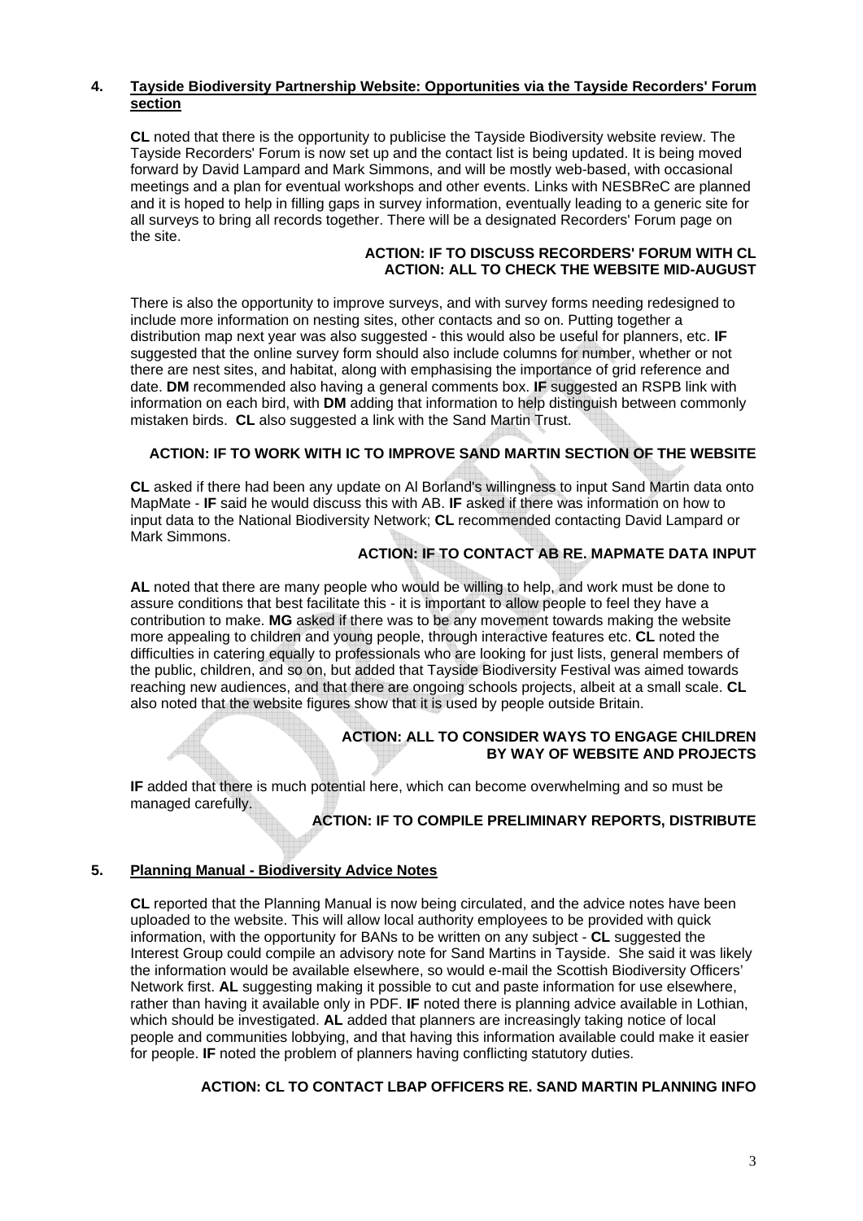## 4. Tayside Biodiversity Partnership Website: Opportunities via the Tayside Recorders' Forum section

**CL** noted that there is the opportunity to publicise the Tayside Biodiversity website review. The Tayside Recorders' Forum is now set up and the contact list is being updated. It is being moved forward by David Lampard and Mark Simmons, and will be mostly web-based, with occasional meetings and a plan for eventual workshops and other events. Links with NESBReC are planned and it is hoped to help in filling gaps in survey information, eventually leading to a generic site for all surveys to bring all records together. There will be a designated Recorders' Forum page on the site.

**ACTION: IF TO DISCUSS RECORDERS' FORUM WITH CL**
**ACTION: ALL TO CHECK THE WEBSITE MID-AUGUST**

There is also the opportunity to improve surveys, and with survey forms needing redesigned to include more information on nesting sites, other contacts and so on. Putting together a distribution map next year was also suggested - this would also be useful for planners, etc. **IF** suggested that the online survey form should also include columns for number, whether or not there are nest sites, and habitat, along with emphasising the importance of grid reference and date. **DM** recommended also having a general comments box. **IF** suggested an RSPB link with information on each bird, with **DM** adding that information to help distinguish between commonly mistaken birds. **CL** also suggested a link with the Sand Martin Trust.

**ACTION: IF TO WORK WITH IC TO IMPROVE SAND MARTIN SECTION OF THE WEBSITE**

**CL** asked if there had been any update on Al Borland's willingness to input Sand Martin data onto MapMate - **IF** said he would discuss this with AB. **IF** asked if there was information on how to input data to the National Biodiversity Network; **CL** recommended contacting David Lampard or Mark Simmons.

**ACTION: IF TO CONTACT AB RE. MAPMATE DATA INPUT**

**AL** noted that there are many people who would be willing to help, and work must be done to assure conditions that best facilitate this - it is important to allow people to feel they have a contribution to make. **MG** asked if there was to be any movement towards making the website more appealing to children and young people, through interactive features etc. **CL** noted the difficulties in catering equally to professionals who are looking for just lists, general members of the public, children, and so on, but added that Tayside Biodiversity Festival was aimed towards reaching new audiences, and that there are ongoing schools projects, albeit at a small scale. **CL** also noted that the website figures show that it is used by people outside Britain.

**ACTION: ALL TO CONSIDER WAYS TO ENGAGE CHILDREN BY WAY OF WEBSITE AND PROJECTS**

**IF** added that there is much potential here, which can become overwhelming and so must be managed carefully.

**ACTION: IF TO COMPILE PRELIMINARY REPORTS, DISTRIBUTE**

## 5. Planning Manual - Biodiversity Advice Notes

**CL** reported that the Planning Manual is now being circulated, and the advice notes have been uploaded to the website. This will allow local authority employees to be provided with quick information, with the opportunity for BANs to be written on any subject - **CL** suggested the Interest Group could compile an advisory note for Sand Martins in Tayside. She said it was likely the information would be available elsewhere, so would e-mail the Scottish Biodiversity Officers' Network first. **AL** suggesting making it possible to cut and paste information for use elsewhere, rather than having it available only in PDF. **IF** noted there is planning advice available in Lothian, which should be investigated. **AL** added that planners are increasingly taking notice of local people and communities lobbying, and that having this information available could make it easier for people. **IF** noted the problem of planners having conflicting statutory duties.

**ACTION: CL TO CONTACT LBAP OFFICERS RE. SAND MARTIN PLANNING INFO**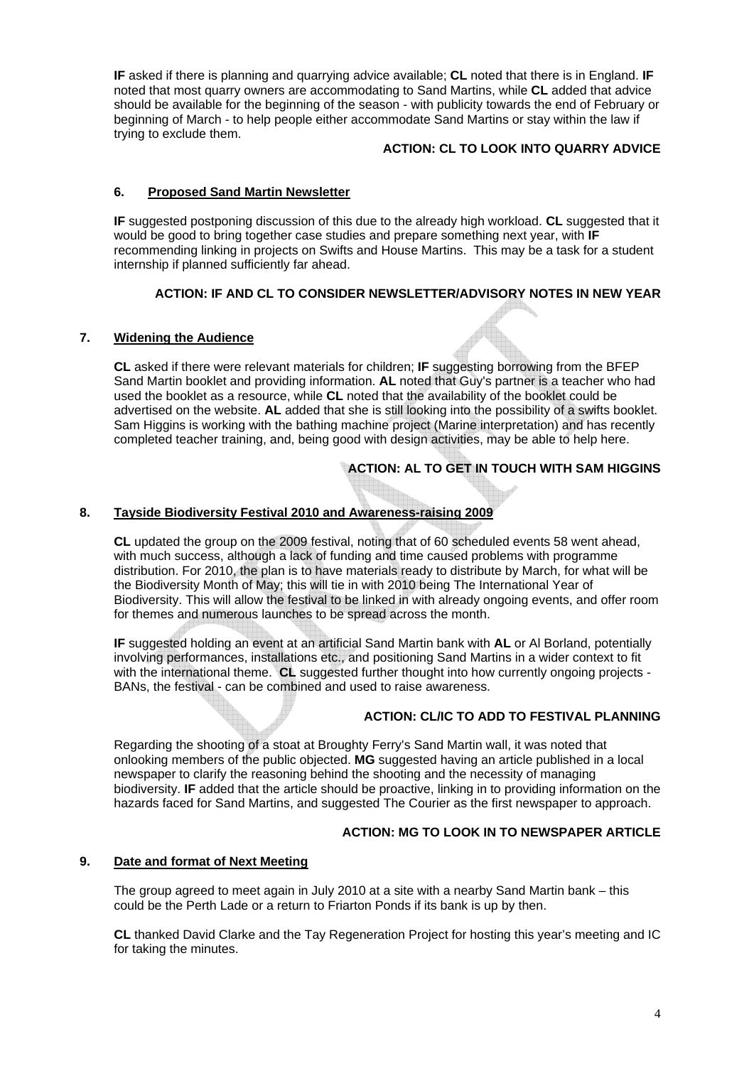**IF** asked if there is planning and quarrying advice available; **CL** noted that there is in England. **IF** noted that most quarry owners are accommodating to Sand Martins, while **CL** added that advice should be available for the beginning of the season - with publicity towards the end of February or beginning of March - to help people either accommodate Sand Martins or stay within the law if trying to exclude them.

**ACTION: CL TO LOOK INTO QUARRY ADVICE**

## 6. Proposed Sand Martin Newsletter

**IF** suggested postponing discussion of this due to the already high workload. **CL** suggested that it would be good to bring together case studies and prepare something next year, with **IF** recommending linking in projects on Swifts and House Martins. This may be a task for a student internship if planned sufficiently far ahead.

**ACTION: IF AND CL TO CONSIDER NEWSLETTER/ADVISORY NOTES IN NEW YEAR**

## 7. Widening the Audience

**CL** asked if there were relevant materials for children; **IF** suggesting borrowing from the BFEP Sand Martin booklet and providing information. **AL** noted that Guy's partner is a teacher who had used the booklet as a resource, while **CL** noted that the availability of the booklet could be advertised on the website. **AL** added that she is still looking into the possibility of a swifts booklet. Sam Higgins is working with the bathing machine project (Marine interpretation) and has recently completed teacher training, and, being good with design activities, may be able to help here.

**ACTION: AL TO GET IN TOUCH WITH SAM HIGGINS**

## 8. Tayside Biodiversity Festival 2010 and Awareness-raising 2009

**CL** updated the group on the 2009 festival, noting that of 60 scheduled events 58 went ahead, with much success, although a lack of funding and time caused problems with programme distribution. For 2010, the plan is to have materials ready to distribute by March, for what will be the Biodiversity Month of May; this will tie in with 2010 being The International Year of Biodiversity. This will allow the festival to be linked in with already ongoing events, and offer room for themes and numerous launches to be spread across the month.

**IF** suggested holding an event at an artificial Sand Martin bank with **AL** or Al Borland, potentially involving performances, installations etc., and positioning Sand Martins in a wider context to fit with the international theme. **CL** suggested further thought into how currently ongoing projects - BANs, the festival - can be combined and used to raise awareness.

**ACTION: CL/IC TO ADD TO FESTIVAL PLANNING**

Regarding the shooting of a stoat at Broughty Ferry's Sand Martin wall, it was noted that onlooking members of the public objected. **MG** suggested having an article published in a local newspaper to clarify the reasoning behind the shooting and the necessity of managing biodiversity. **IF** added that the article should be proactive, linking in to providing information on the hazards faced for Sand Martins, and suggested The Courier as the first newspaper to approach.

**ACTION: MG TO LOOK IN TO NEWSPAPER ARTICLE**

## 9. Date and format of Next Meeting

The group agreed to meet again in July 2010 at a site with a nearby Sand Martin bank – this could be the Perth Lade or a return to Friarton Ponds if its bank is up by then.

**CL** thanked David Clarke and the Tay Regeneration Project for hosting this year's meeting and IC for taking the minutes.